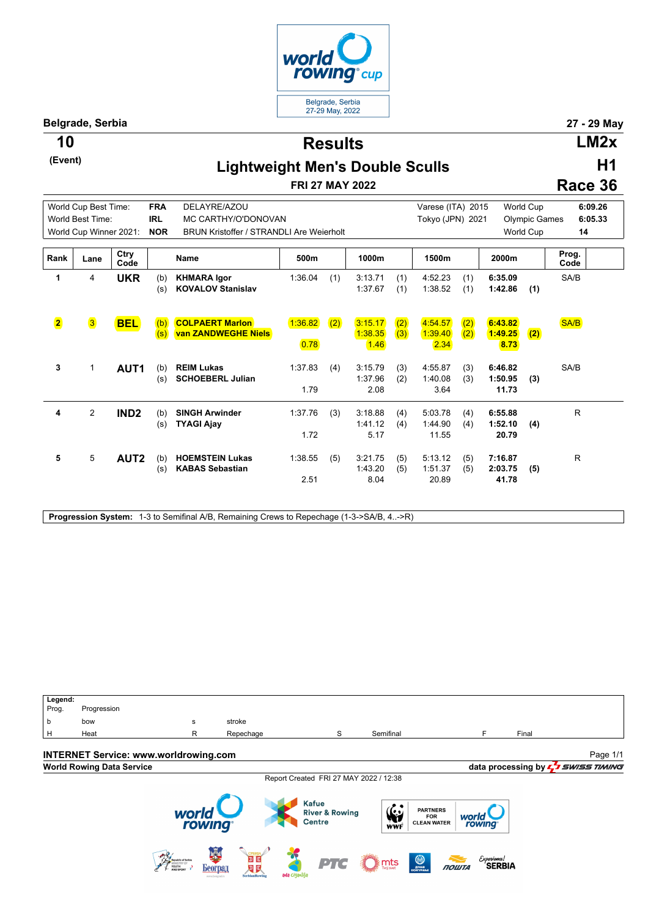Belgrade, Serbia
27-29 May, 2022

**Belgrade, Serbia** — **27 - 29 May**

# 10 (Event) — Results — LM2x

## Lightweight Men's Double Sculls — H1

**FRI 27 MAY 2022** — **Race 36**

| | | | | | |
|---|---|---|---|---|---|
| World Cup Best Time: | FRA | DELAYRE/AZOU | Varese (ITA) 2015 | World Cup | 6:09.26 |
| World Best Time: | IRL | MC CARTHY/O'DONOVAN | Tokyo (JPN) 2021 | Olympic Games | 6:05.33 |
| World Cup Winner 2021: | NOR | BRUN Kristoffer / STRANDLI Are Weierholt | | World Cup | 14 |

| Rank | Lane | Ctry Code | | Name | 500m | | 1000m | | 1500m | | 2000m | | Prog. Code |
|---|---|---|---|---|---|---|---|---|---|---|---|---|---|
| 1 | 4 | UKR | (b) | KHMARA Igor | 1:36.04 | (1) | 3:13.71 | (1) | 4:52.23 | (1) | 6:35.09 | | SA/B |
| | | | (s) | KOVALOV Stanislav | | | 1:37.67 | (1) | 1:38.52 | (1) | 1:42.86 | (1) | |
| 2 | 3 | BEL | (b) | COLPAERT Marlon | 1:36.82 | (2) | 3:15.17 | (2) | 4:54.57 | (2) | 6:43.82 | | SA/B |
| | | | (s) | van ZANDWEGHE Niels | | | 1:38.35 | (3) | 1:39.40 | (2) | 1:49.25 | (2) | |
| | | | | | 0.78 | | 1.46 | | 2.34 | | 8.73 | | |
| 3 | 1 | AUT1 | (b) | REIM Lukas | 1:37.83 | (4) | 3:15.79 | (3) | 4:55.87 | (3) | 6:46.82 | | SA/B |
| | | | (s) | SCHOEBERL Julian | | | 1:37.96 | (2) | 1:40.08 | (3) | 1:50.95 | (3) | |
| | | | | | 1.79 | | 2.08 | | 3.64 | | 11.73 | | |
| 4 | 2 | IND2 | (b) | SINGH Arwinder | 1:37.76 | (3) | 3:18.88 | (4) | 5:03.78 | (4) | 6:55.88 | | R |
| | | | (s) | TYAGI Ajay | | | 1:41.12 | (4) | 1:44.90 | (4) | 1:52.10 | (4) | |
| | | | | | 1.72 | | 5.17 | | 11.55 | | 20.79 | | |
| 5 | 5 | AUT2 | (b) | HOEMSTEIN Lukas | 1:38.55 | (5) | 3:21.75 | (5) | 5:13.12 | (5) | 7:16.87 | | R |
| | | | (s) | KABAS Sebastian | | | 1:43.20 | (5) | 1:51.37 | (5) | 2:03.75 | (5) | |
| | | | | | 2.51 | | 8.04 | | 20.89 | | 41.78 | | |

**Progression System:** 1-3 to Semifinal A/B, Remaining Crews to Repechage (1-3->SA/B, 4..->R)

**Legend:**

| | | | | | | | |
|---|---|---|---|---|---|---|---|
| Prog. | Progression | | | | | | |
| b | bow | s | stroke | | | | |
| H | Heat | R | Repechage | S | Semifinal | F | Final |

**INTERNET Service: www.worldrowing.com**

**World Rowing Data Service** — **data processing by SWISS TIMING**

Report Created FRI 27 MAY 2022 / 12:38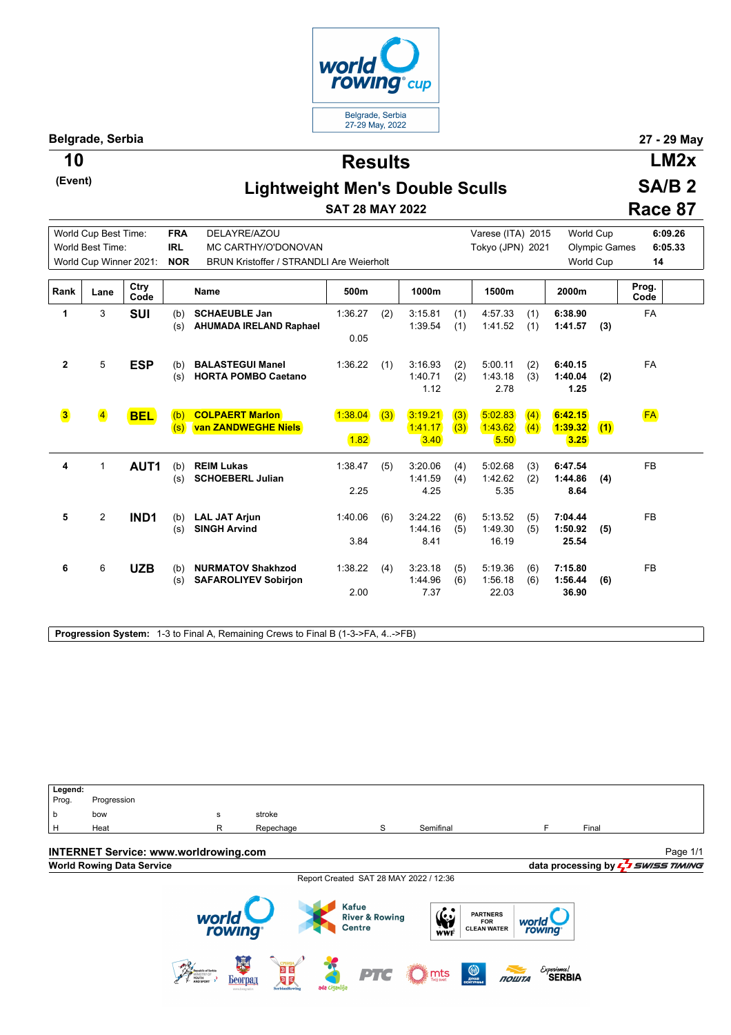Belgrade, Serbia — 27 - 29 May

# Results

## Lightweight Men's Double Sculls

**10 (Event)** — **LM2x** — **SA/B 2** — **Race 87**

**SAT 28 MAY 2022**

| | | | | | |
|---|---|---|---|---|---|
| World Cup Best Time: | FRA | DELAYRE/AZOU | Varese (ITA) 2015 | World Cup | 6:09.26 |
| World Best Time: | IRL | MC CARTHY/O'DONOVAN | Tokyo (JPN) 2021 | Olympic Games | 6:05.33 |
| World Cup Winner 2021: | NOR | BRUN Kristoffer / STRANDLI Are Weierholt | | World Cup | 14 |

| Rank | Lane | Ctry Code | | Name | 500m | | 1000m | | 1500m | | 2000m | | Prog. Code |
|---|---|---|---|---|---|---|---|---|---|---|---|---|---|
| 1 | 3 | **SUI** | (b) | **SCHAEUBLE Jan** | 1:36.27 | (2) | 3:15.81 | (1) | 4:57.33 | (1) | **6:38.90** | | FA |
| | | | (s) | **AHUMADA IRELAND Raphael** | | | 1:39.54 | (1) | 1:41.52 | (1) | **1:41.57** | **(3)** | |
| | | | | | 0.05 | | | | | | | | |
| 2 | 5 | **ESP** | (b) | **BALASTEGUI Manel** | 1:36.22 | (1) | 3:16.93 | (2) | 5:00.11 | (2) | **6:40.15** | | FA |
| | | | (s) | **HORTA POMBO Caetano** | | | 1:40.71 | (2) | 1:43.18 | (3) | **1:40.04** | **(2)** | |
| | | | | | | | 1.12 | | 2.78 | | **1.25** | | |
| 3 | 4 | **BEL** | (b) | **COLPAERT Marlon** | 1:38.04 | (3) | 3:19.21 | (3) | 5:02.83 | (4) | **6:42.15** | | FA |
| | | | (s) | **van ZANDWEGHE Niels** | | | 1:41.17 | (3) | 1:43.62 | (4) | **1:39.32** | **(1)** | |
| | | | | | 1.82 | | 3.40 | | 5.50 | | **3.25** | | |
| 4 | 1 | **AUT1** | (b) | **REIM Lukas** | 1:38.47 | (5) | 3:20.06 | (4) | 5:02.68 | (3) | **6:47.54** | | FB |
| | | | (s) | **SCHOEBERL Julian** | | | 1:41.59 | (4) | 1:42.62 | (2) | **1:44.86** | **(4)** | |
| | | | | | 2.25 | | 4.25 | | 5.35 | | **8.64** | | |
| 5 | 2 | **IND1** | (b) | **LAL JAT Arjun** | 1:40.06 | (6) | 3:24.22 | (6) | 5:13.52 | (5) | **7:04.44** | | FB |
| | | | (s) | **SINGH Arvind** | | | 1:44.16 | (5) | 1:49.30 | (5) | **1:50.92** | **(5)** | |
| | | | | | 3.84 | | 8.41 | | 16.19 | | **25.54** | | |
| 6 | 6 | **UZB** | (b) | **NURMATOV Shakhzod** | 1:38.22 | (4) | 3:23.18 | (5) | 5:19.36 | (6) | **7:15.80** | | FB |
| | | | (s) | **SAFAROLIYEV Sobirjon** | | | 1:44.96 | (6) | 1:56.18 | (6) | **1:56.44** | **(6)** | |
| | | | | | 2.00 | | 7.37 | | 22.03 | | **36.90** | | |

**Progression System:** 1-3 to Final A, Remaining Crews to Final B (1-3->FA, 4..->FB)

**Legend:**

| | | | | | | | |
|---|---|---|---|---|---|---|---|
| Prog. | Progression | | | | | | |
| b | bow | s | stroke | | | | |
| H | Heat | R | Repechage | S | Semifinal | F | Final |

**INTERNET Service: www.worldrowing.com**

**World Rowing Data Service** — data processing by SWISS TIMING

Report Created SAT 28 MAY 2022 / 12:36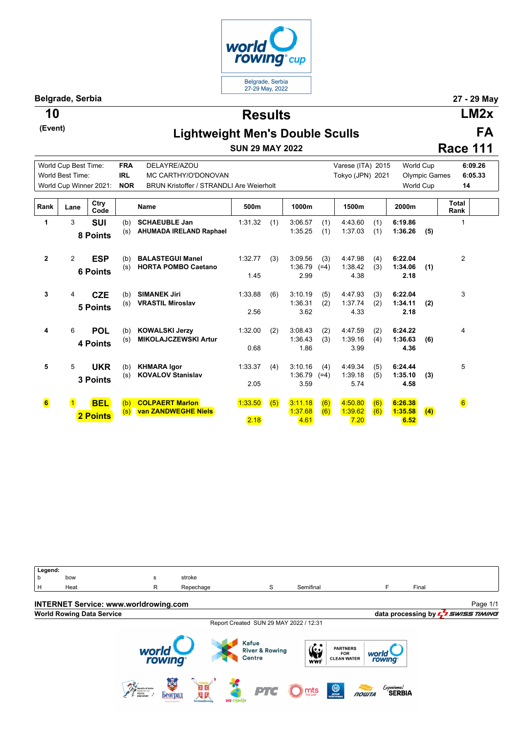Belgrade, Serbia
27-29 May, 2022

**Belgrade, Serbia** — **27 - 29 May**

# Results

## Lightweight Men's Double Sculls

**10** (Event) — **LM2x** — **FA** — **Race 111**

**SUN 29 MAY 2022**

| | | | | | |
|---|---|---|---|---|---|
| World Cup Best Time: | FRA | DELAYRE/AZOU | Varese (ITA) 2015 | World Cup | 6:09.26 |
| World Best Time: | IRL | MC CARTHY/O'DONOVAN | Tokyo (JPN) 2021 | Olympic Games | 6:05.33 |
| World Cup Winner 2021: | NOR | BRUN Kristoffer / STRANDLI Are Weierholt | | World Cup | 14 |

| Rank | Lane | Ctry Code | | Name | 500m | | 1000m | | 1500m | | 2000m | | Total Rank |
|---|---|---|---|---|---|---|---|---|---|---|---|---|---|
| 1 | 3 | **SUI** 8 Points | (b) | **SCHAEUBLE Jan** | 1:31.32 | (1) | 3:06.57 | (1) | 4:43.60 | (1) | **6:19.86** | | 1 |
| | | | (s) | **AHUMADA IRELAND Raphael** | | | 1:35.25 | (1) | 1:37.03 | (1) | **1:36.26** | **(5)** | |
| 2 | 2 | **ESP** 6 Points | (b) | **BALASTEGUI Manel** | 1:32.77 | (3) | 3:09.56 | (3) | 4:47.98 | (4) | **6:22.04** | | 2 |
| | | | (s) | **HORTA POMBO Caetano** | | | 1:36.79 | (=4) | 1:38.42 | (3) | **1:34.06** | **(1)** | |
| | | | | | 1.45 | | 2.99 | | 4.38 | | **2.18** | | |
| 3 | 4 | **CZE** 5 Points | (b) | **SIMANEK Jiri** | 1:33.88 | (6) | 3:10.19 | (5) | 4:47.93 | (3) | **6:22.04** | | 3 |
| | | | (s) | **VRASTIL Miroslav** | | | 1:36.31 | (2) | 1:37.74 | (2) | **1:34.11** | **(2)** | |
| | | | | | 2.56 | | 3.62 | | 4.33 | | **2.18** | | |
| 4 | 6 | **POL** 4 Points | (b) | **KOWALSKI Jerzy** | 1:32.00 | (2) | 3:08.43 | (2) | 4:47.59 | (2) | **6:24.22** | | 4 |
| | | | (s) | **MIKOLAJCZEWSKI Artur** | | | 1:36.43 | (3) | 1:39.16 | (4) | **1:36.63** | **(6)** | |
| | | | | | 0.68 | | 1.86 | | 3.99 | | **4.36** | | |
| 5 | 5 | **UKR** 3 Points | (b) | **KHMARA Igor** | 1:33.37 | (4) | 3:10.16 | (4) | 4:49.34 | (5) | **6:24.44** | | 5 |
| | | | (s) | **KOVALOV Stanislav** | | | 1:36.79 | (=4) | 1:39.18 | (5) | **1:35.10** | **(3)** | |
| | | | | | 2.05 | | 3.59 | | 5.74 | | **4.58** | | |
| 6 | 1 | **BEL** 2 Points | (b) | **COLPAERT Marlon** | 1:33.50 | (5) | 3:11.18 | (6) | 4:50.80 | (6) | **6:26.38** | | 6 |
| | | | (s) | **van ZANDWEGHE Niels** | | | 1:37.68 | (6) | 1:39.62 | (6) | **1:35.58** | **(4)** | |
| | | | | | 2.18 | | 4.61 | | 7.20 | | **6.52** | | |

**Legend:**

| | | | | | | | |
|---|---|---|---|---|---|---|---|
| b | bow | s | stroke | | | | |
| H | Heat | R | Repechage | S | Semifinal | F | Final |

**INTERNET Service: www.worldrowing.com**

**World Rowing Data Service** — **data processing by SWISS TIMING**

Report Created SUN 29 MAY 2022 / 12:31